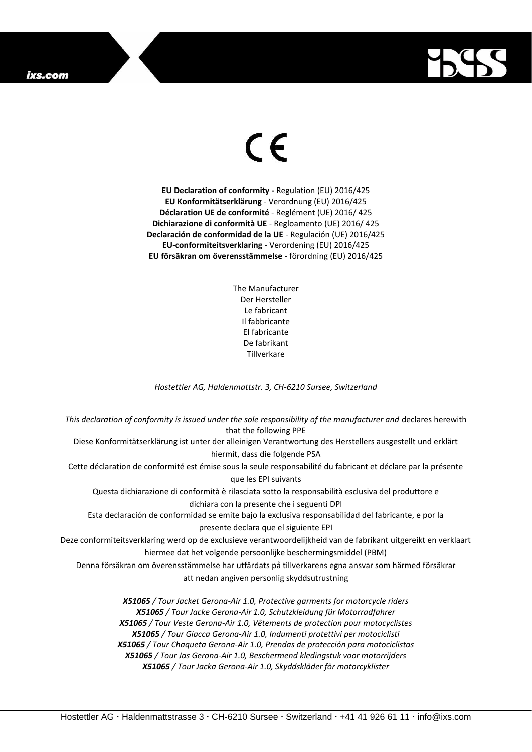CE

**EU Declaration of conformity -** Regulation (EU) 2016/425
**EU Konformitätserklärung** - Verordnung (EU) 2016/425
**Déclaration UE de conformité** - Reglément (UE) 2016/ 425
**Dichiarazione di conformità UE** - Regloamento (UE) 2016/ 425
**Declaración de conformidad de la UE** - Regulación (UE) 2016/425
**EU-conformiteitsverklaring** - Verordening (EU) 2016/425
**EU försäkran om överensstämmelse** - förordning (EU) 2016/425

The Manufacturer
Der Hersteller
Le fabricant
Il fabbricante
El fabricante
De fabrikant
Tillverkare

*Hostettler AG, Haldenmattstr. 3, CH-6210 Sursee, Switzerland*

*This declaration of conformity is issued under the sole responsibility of the manufacturer and* declares herewith that the following PPE

Diese Konformitätserklärung ist unter der alleinigen Verantwortung des Herstellers ausgestellt und erklärt hiermit, dass die folgende PSA

Cette déclaration de conformité est émise sous la seule responsabilité du fabricant et déclare par la présente que les EPI suivants

Questa dichiarazione di conformità è rilasciata sotto la responsabilità esclusiva del produttore e dichiara con la presente che i seguenti DPI

Esta declaración de conformidad se emite bajo la exclusiva responsabilidad del fabricante, e por la presente declara que el siguiente EPI

Deze conformiteitsverklaring werd op de exclusieve verantwoordelijkheid van de fabrikant uitgereikt en verklaart hiermee dat het volgende persoonlijke beschermingsmiddel (PBM)

Denna försäkran om överensstämmelse har utfärdats på tillverkarens egna ansvar som härmed försäkrar att nedan angiven personlig skyddsutrustning

***X51065** / Tour Jacket Gerona-Air 1.0, Protective garments for motorcycle riders*
***X51065** / Tour Jacke Gerona-Air 1.0, Schutzkleidung für Motorradfahrer*
***X51065** / Tour Veste Gerona-Air 1.0, Vêtements de protection pour motocyclistes*
***X51065** / Tour Giacca Gerona-Air 1.0, Indumenti protettivi per motociclisti*
***X51065** / Tour Chaqueta Gerona-Air 1.0, Prendas de protección para motociclistas*
***X51065** / Tour Jas Gerona-Air 1.0, Beschermend kledingstuk voor motorrijders*
***X51065** / Tour Jacka Gerona-Air 1.0, Skyddskläder för motorcyklister*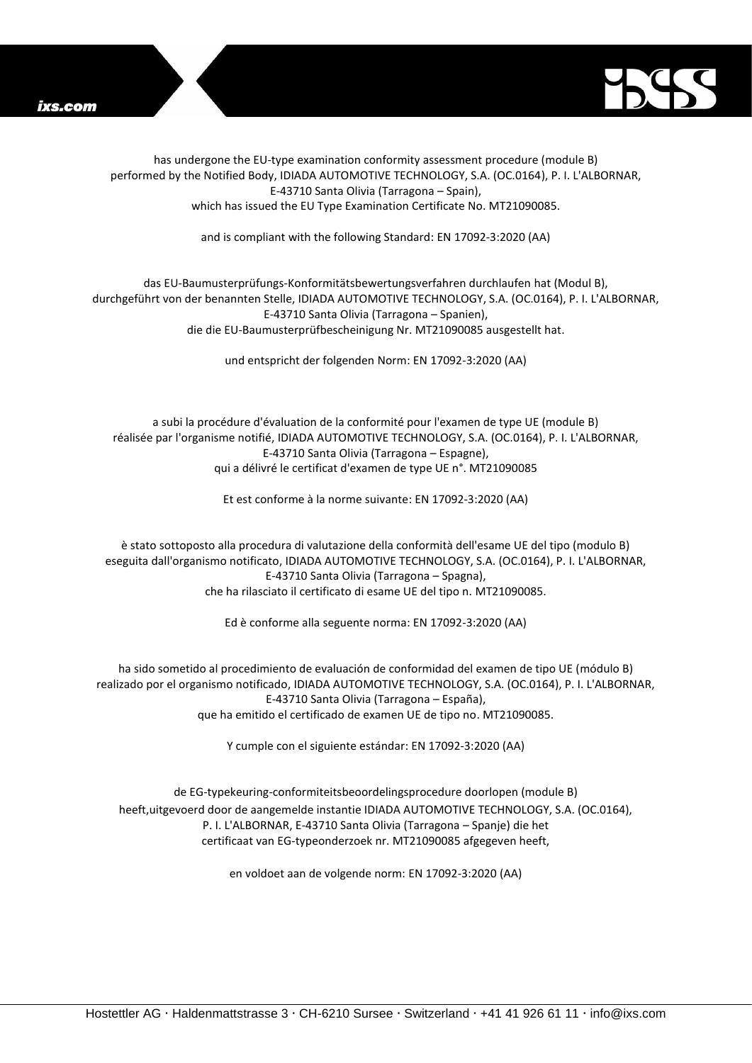has undergone the EU-type examination conformity assessment procedure (module B) performed by the Notified Body, IDIADA AUTOMOTIVE TECHNOLOGY, S.A. (OC.0164), P. I. L'ALBORNAR, E-43710 Santa Olivia (Tarragona – Spain), which has issued the EU Type Examination Certificate No. MT21090085.

and is compliant with the following Standard: EN 17092-3:2020 (AA)

das EU-Baumusterprüfungs-Konformitätsbewertungsverfahren durchlaufen hat (Modul B), durchgeführt von der benannten Stelle, IDIADA AUTOMOTIVE TECHNOLOGY, S.A. (OC.0164), P. I. L'ALBORNAR, E-43710 Santa Olivia (Tarragona – Spanien), die die EU-Baumusterprüfbescheinigung Nr. MT21090085 ausgestellt hat.

und entspricht der folgenden Norm: EN 17092-3:2020 (AA)

a subi la procédure d'évaluation de la conformité pour l'examen de type UE (module B) réalisée par l'organisme notifié, IDIADA AUTOMOTIVE TECHNOLOGY, S.A. (OC.0164), P. I. L'ALBORNAR, E-43710 Santa Olivia (Tarragona – Espagne), qui a délivré le certificat d'examen de type UE n°. MT21090085

Et est conforme à la norme suivante: EN 17092-3:2020 (AA)

è stato sottoposto alla procedura di valutazione della conformità dell'esame UE del tipo (modulo B) eseguita dall'organismo notificato, IDIADA AUTOMOTIVE TECHNOLOGY, S.A. (OC.0164), P. I. L'ALBORNAR, E-43710 Santa Olivia (Tarragona – Spagna), che ha rilasciato il certificato di esame UE del tipo n. MT21090085.

Ed è conforme alla seguente norma: EN 17092-3:2020 (AA)

ha sido sometido al procedimiento de evaluación de conformidad del examen de tipo UE (módulo B) realizado por el organismo notificado, IDIADA AUTOMOTIVE TECHNOLOGY, S.A. (OC.0164), P. I. L'ALBORNAR, E-43710 Santa Olivia (Tarragona – España), que ha emitido el certificado de examen UE de tipo no. MT21090085.

Y cumple con el siguiente estándar: EN 17092-3:2020 (AA)

de EG-typekeuring-conformiteitsbeoordelingsprocedure doorlopen (module B) heeft,uitgevoerd door de aangemelde instantie IDIADA AUTOMOTIVE TECHNOLOGY, S.A. (OC.0164), P. I. L'ALBORNAR, E-43710 Santa Olivia (Tarragona – Spanje) die het certificaat van EG-typeonderzoek nr. MT21090085 afgegeven heeft,

en voldoet aan de volgende norm: EN 17092-3:2020 (AA)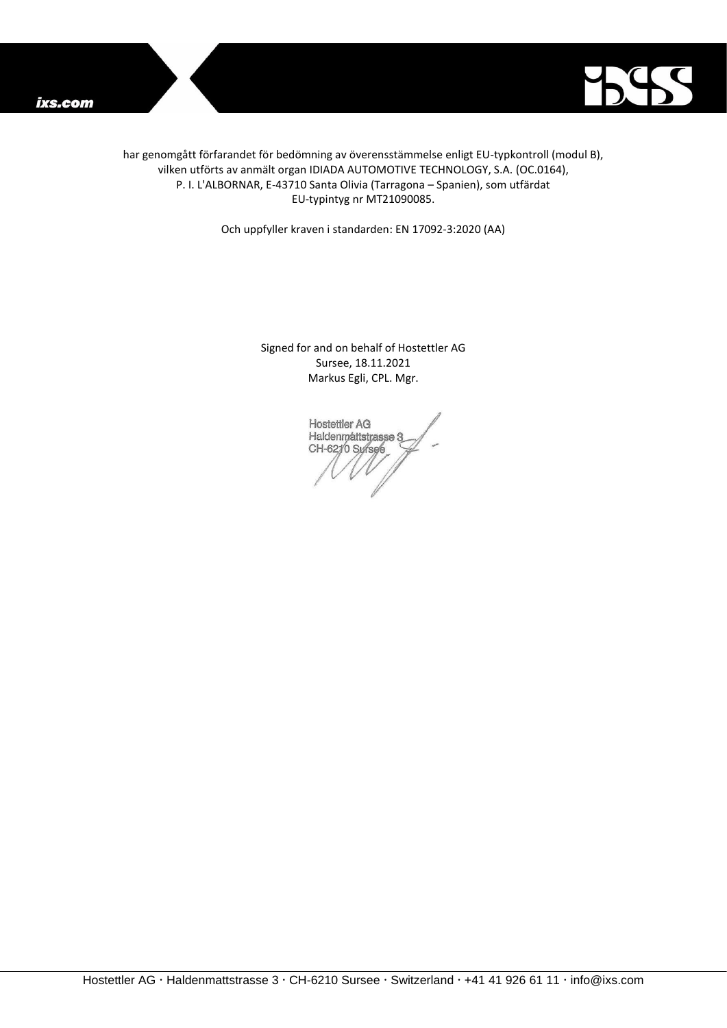har genomgått förfarandet för bedömning av överensstämmelse enligt EU-typkontroll (modul B), vilken utförts av anmält organ IDIADA AUTOMOTIVE TECHNOLOGY, S.A. (OC.0164), P. I. L'ALBORNAR, E-43710 Santa Olivia (Tarragona – Spanien), som utfärdat EU-typintyg nr MT21090085.

Och uppfyller kraven i standarden: EN 17092-3:2020 (AA)

Signed for and on behalf of Hostettler AG
Sursee, 18.11.2021
Markus Egli, CPL. Mgr.

Hostettler AG
Haldenmattstrasse 3
CH-6210 Sursee